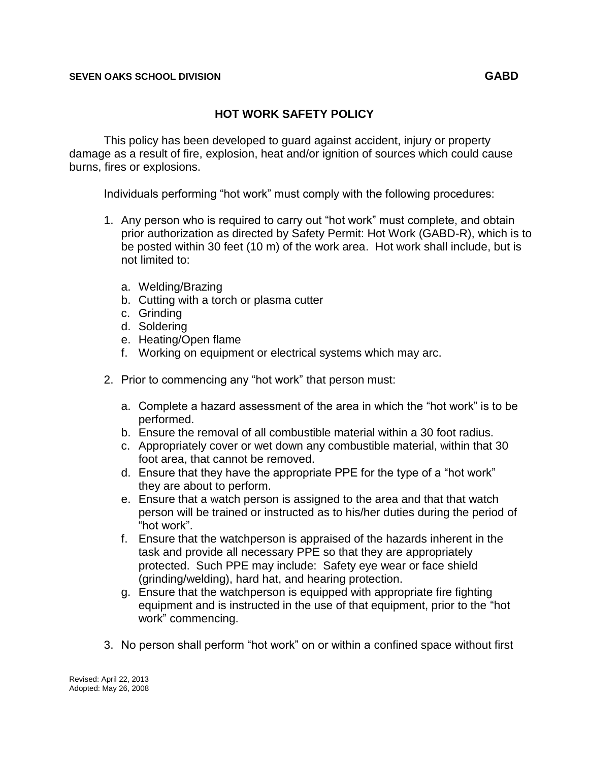**SEVEN OAKS SCHOOL DIVISION** **GABD**

# HOT WORK SAFETY POLICY

This policy has been developed to guard against accident, injury or property damage as a result of fire, explosion, heat and/or ignition of sources which could cause burns, fires or explosions.

Individuals performing "hot work" must comply with the following procedures:

1. Any person who is required to carry out "hot work" must complete, and obtain prior authorization as directed by Safety Permit: Hot Work (GABD-R), which is to be posted within 30 feet (10 m) of the work area. Hot work shall include, but is not limited to:

    a. Welding/Brazing
    b. Cutting with a torch or plasma cutter
    c. Grinding
    d. Soldering
    e. Heating/Open flame
    f. Working on equipment or electrical systems which may arc.

2. Prior to commencing any "hot work" that person must:

    a. Complete a hazard assessment of the area in which the "hot work" is to be performed.
    b. Ensure the removal of all combustible material within a 30 foot radius.
    c. Appropriately cover or wet down any combustible material, within that 30 foot area, that cannot be removed.
    d. Ensure that they have the appropriate PPE for the type of a "hot work" they are about to perform.
    e. Ensure that a watch person is assigned to the area and that that watch person will be trained or instructed as to his/her duties during the period of "hot work".
    f. Ensure that the watchperson is appraised of the hazards inherent in the task and provide all necessary PPE so that they are appropriately protected. Such PPE may include: Safety eye wear or face shield (grinding/welding), hard hat, and hearing protection.
    g. Ensure that the watchperson is equipped with appropriate fire fighting equipment and is instructed in the use of that equipment, prior to the "hot work" commencing.

3. No person shall perform "hot work" on or within a confined space without first

Revised: April 22, 2013
Adopted: May 26, 2008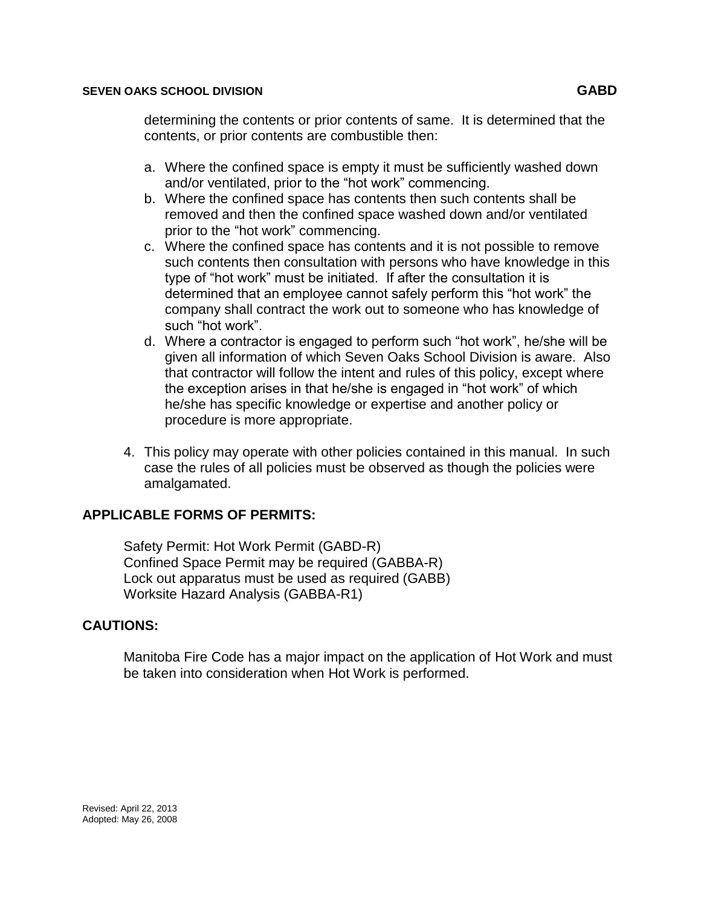determining the contents or prior contents of same. It is determined that the contents, or prior contents are combustible then:

a. Where the confined space is empty it must be sufficiently washed down and/or ventilated, prior to the "hot work" commencing.
b. Where the confined space has contents then such contents shall be removed and then the confined space washed down and/or ventilated prior to the "hot work" commencing.
c. Where the confined space has contents and it is not possible to remove such contents then consultation with persons who have knowledge in this type of "hot work" must be initiated. If after the consultation it is determined that an employee cannot safely perform this "hot work" the company shall contract the work out to someone who has knowledge of such "hot work".
d. Where a contractor is engaged to perform such "hot work", he/she will be given all information of which Seven Oaks School Division is aware. Also that contractor will follow the intent and rules of this policy, except where the exception arises in that he/she is engaged in "hot work" of which he/she has specific knowledge or expertise and another policy or procedure is more appropriate.

4. This policy may operate with other policies contained in this manual. In such case the rules of all policies must be observed as though the policies were amalgamated.

## APPLICABLE FORMS OF PERMITS:

Safety Permit: Hot Work Permit (GABD-R)
Confined Space Permit may be required (GABBA-R)
Lock out apparatus must be used as required (GABB)
Worksite Hazard Analysis (GABBA-R1)

## CAUTIONS:

Manitoba Fire Code has a major impact on the application of Hot Work and must be taken into consideration when Hot Work is performed.

Revised: April 22, 2013
Adopted: May 26, 2008